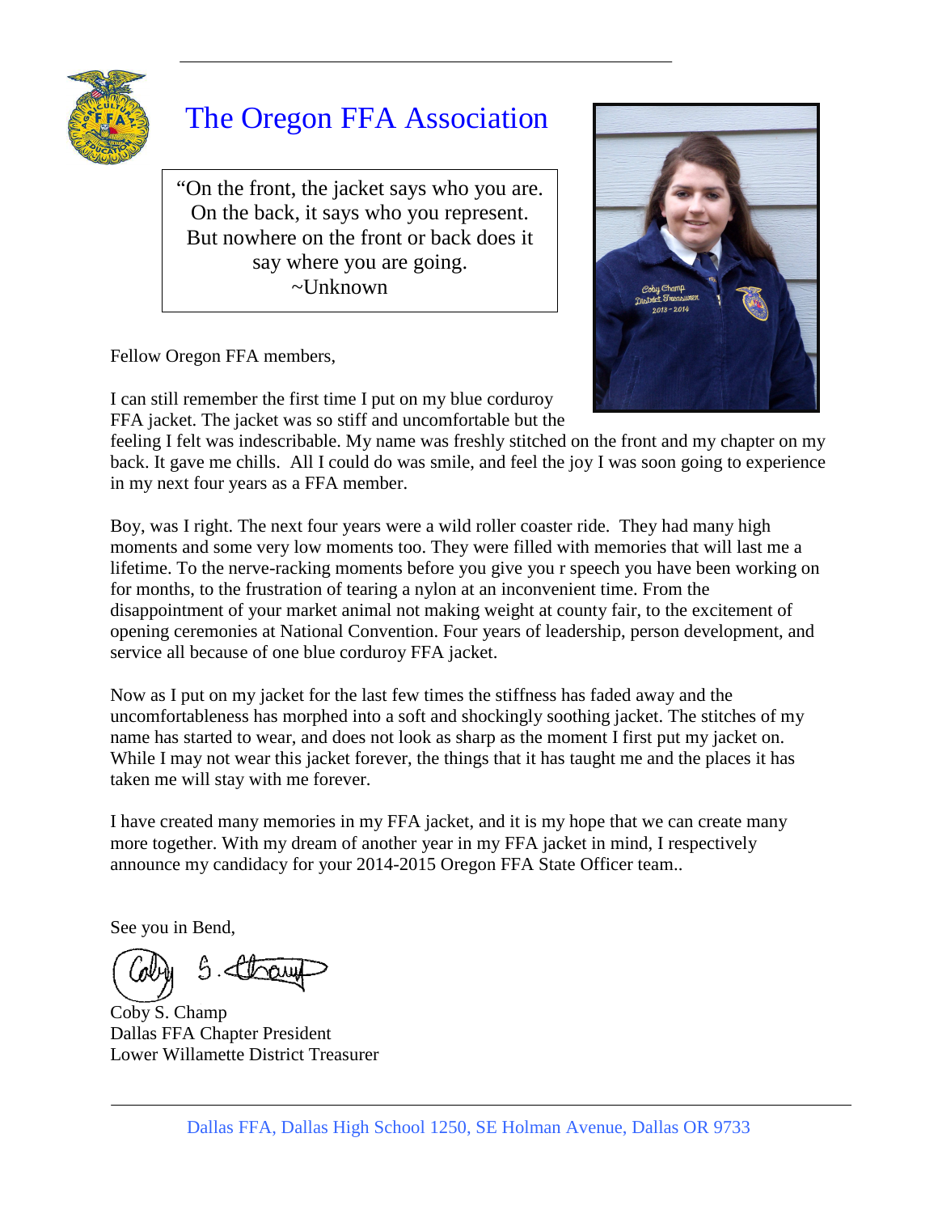# The Oregon FFA Association

> "On the front, the jacket says who you are.
> On the back, it says who you represent.
> But nowhere on the front or back does it
> say where you are going.
> ~Unknown

Fellow Oregon FFA members,

I can still remember the first time I put on my blue corduroy FFA jacket. The jacket was so stiff and uncomfortable but the feeling I felt was indescribable. My name was freshly stitched on the front and my chapter on my back. It gave me chills. All I could do was smile, and feel the joy I was soon going to experience in my next four years as a FFA member.

Boy, was I right. The next four years were a wild roller coaster ride. They had many high moments and some very low moments too. They were filled with memories that will last me a lifetime. To the nerve-racking moments before you give you r speech you have been working on for months, to the frustration of tearing a nylon at an inconvenient time. From the disappointment of your market animal not making weight at county fair, to the excitement of opening ceremonies at National Convention. Four years of leadership, person development, and service all because of one blue corduroy FFA jacket.

Now as I put on my jacket for the last few times the stiffness has faded away and the uncomfortableness has morphed into a soft and shockingly soothing jacket. The stitches of my name has started to wear, and does not look as sharp as the moment I first put my jacket on. While I may not wear this jacket forever, the things that it has taught me and the places it has taken me will stay with me forever.

I have created many memories in my FFA jacket, and it is my hope that we can create many more together. With my dream of another year in my FFA jacket in mind, I respectively announce my candidacy for your 2014-2015 Oregon FFA State Officer team..

See you in Bend,

Coby S. Champ
Dallas FFA Chapter President
Lower Willamette District Treasurer

Dallas FFA, Dallas High School 1250, SE Holman Avenue, Dallas OR 9733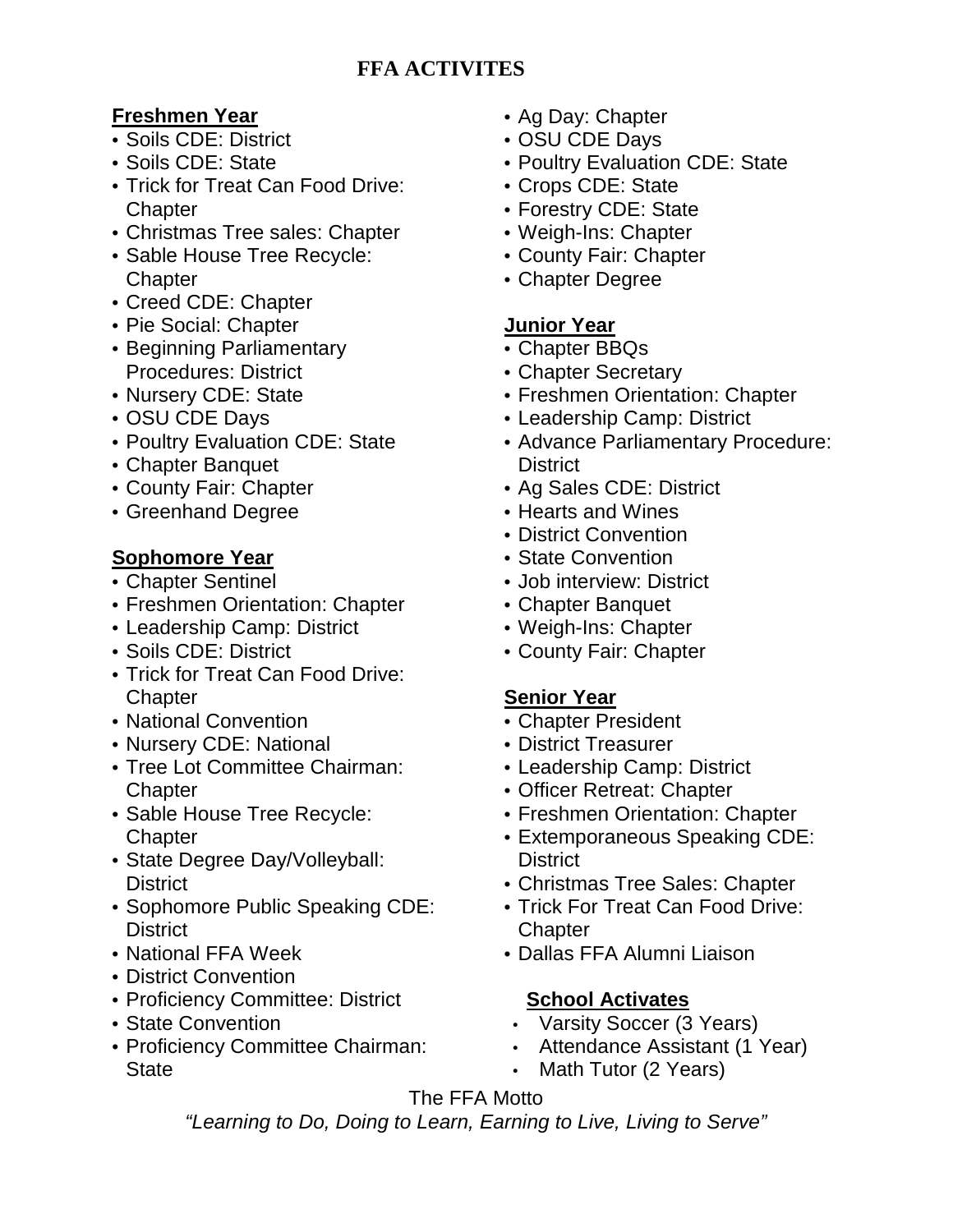# FFA ACTIVITES

**Freshmen Year**

- Soils CDE: District
- Soils CDE: State
- Trick for Treat Can Food Drive: Chapter
- Christmas Tree sales: Chapter
- Sable House Tree Recycle: Chapter
- Creed CDE: Chapter
- Pie Social: Chapter
- Beginning Parliamentary Procedures: District
- Nursery CDE: State
- OSU CDE Days
- Poultry Evaluation CDE: State
- Chapter Banquet
- County Fair: Chapter
- Greenhand Degree

**Sophomore Year**

- Chapter Sentinel
- Freshmen Orientation: Chapter
- Leadership Camp: District
- Soils CDE: District
- Trick for Treat Can Food Drive: Chapter
- National Convention
- Nursery CDE: National
- Tree Lot Committee Chairman: Chapter
- Sable House Tree Recycle: Chapter
- State Degree Day/Volleyball: District
- Sophomore Public Speaking CDE: District
- National FFA Week
- District Convention
- Proficiency Committee: District
- State Convention
- Proficiency Committee Chairman: State
- Ag Day: Chapter
- OSU CDE Days
- Poultry Evaluation CDE: State
- Crops CDE: State
- Forestry CDE: State
- Weigh-Ins: Chapter
- County Fair: Chapter
- Chapter Degree

**Junior Year**

- Chapter BBQs
- Chapter Secretary
- Freshmen Orientation: Chapter
- Leadership Camp: District
- Advance Parliamentary Procedure: District
- Ag Sales CDE: District
- Hearts and Wines
- District Convention
- State Convention
- Job interview: District
- Chapter Banquet
- Weigh-Ins: Chapter
- County Fair: Chapter

**Senior Year**

- Chapter President
- District Treasurer
- Leadership Camp: District
- Officer Retreat: Chapter
- Freshmen Orientation: Chapter
- Extemporaneous Speaking CDE: District
- Christmas Tree Sales: Chapter
- Trick For Treat Can Food Drive: Chapter
- Dallas FFA Alumni Liaison

**School Activates**

- Varsity Soccer (3 Years)
- Attendance Assistant (1 Year)
- Math Tutor (2 Years)

The FFA Motto

*"Learning to Do, Doing to Learn, Earning to Live, Living to Serve"*